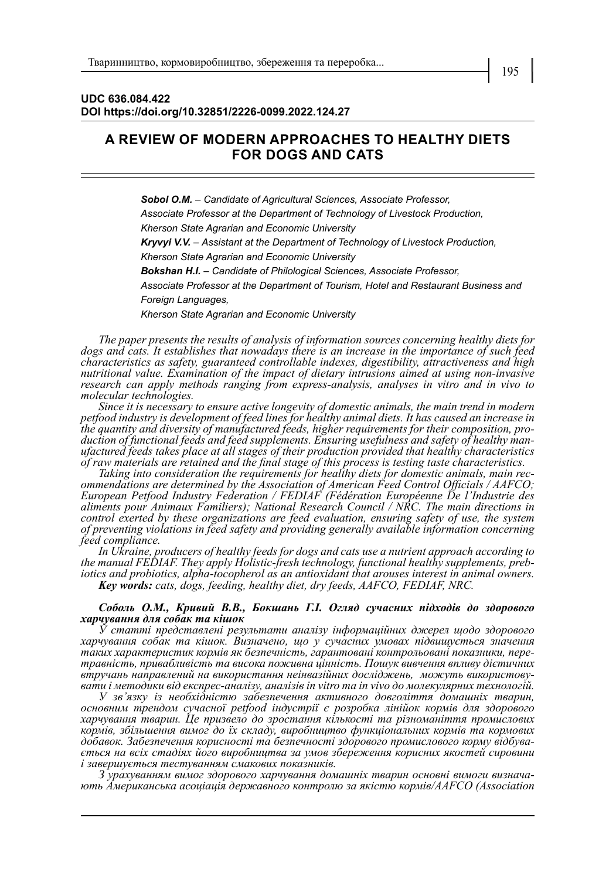**UDC 636.084.422**
**DOI https://doi.org/10.32851/2226-0099.2022.124.27**

# A REVIEW OF MODERN APPROACHES TO HEALTHY DIETS FOR DOGS AND CATS

***Sobol O.M.*** *– Candidate of Agricultural Sciences, Associate Professor, Associate Professor at the Department of Technology of Livestock Production, Kherson State Agrarian and Economic University*
***Kryvyi V.V.*** *– Assistant at the Department of Technology of Livestock Production, Kherson State Agrarian and Economic University*
***Bokshan H.I.*** *– Candidate of Philological Sciences, Associate Professor, Associate Professor at the Department of Tourism, Hotel and Restaurant Business and Foreign Languages, Kherson State Agrarian and Economic University*

*The paper presents the results of analysis of information sources concerning healthy diets for dogs and cats. It establishes that nowadays there is an increase in the importance of such feed characteristics as safety, guaranteed controllable indexes, digestibility, attractiveness and high nutritional value. Examination of the impact of dietary intrusions aimed at using non-invasive research can apply methods ranging from express-analysis, analyses in vitro and in vivo to molecular technologies.*

*Since it is necessary to ensure active longevity of domestic animals, the main trend in modern petfood industry is development of feed lines for healthy animal diets. It has caused an increase in the quantity and diversity of manufactured feeds, higher requirements for their composition, production of functional feeds and feed supplements. Ensuring usefulness and safety of healthy manufactured feeds takes place at all stages of their production provided that healthy characteristics of raw materials are retained and the final stage of this process is testing taste characteristics.*

*Taking into consideration the requirements for healthy diets for domestic animals, main recommendations are determined by the Association of American Feed Control Officials / AAFCO; European Petfood Industry Federation / FEDIAF (Fédération Européenne De l'Industrie des aliments pour Animaux Familiers); National Research Council / NRC. The main directions in control exerted by these organizations are feed evaluation, ensuring safety of use, the system of preventing violations in feed safety and providing generally available information concerning feed compliance.*

*In Ukraine, producers of healthy feeds for dogs and cats use a nutrient approach according to the manual FEDIAF. They apply Holistic-fresh technology, functional healthy supplements, prebiotics and probiotics, alpha-tocopherol as an antioxidant that arouses interest in animal owners.*

***Key words:*** *cats, dogs, feeding, healthy diet, dry feeds, AAFCO, FEDIAF, NRC.*

***Соболь О.М., Кривий В.В., Бокшань Г.І. Огляд сучасних підходів до здорового харчування для собак та кішок***

*У статті представлені результати аналізу інформаційних джерел щодо здорового харчування собак та кішок. Визначено, що у сучасних умовах підвищується значення таких характеристик кормів як безпечність, гарантовані контрольовані показники, перетравність, привабливість та висока поживна цінність. Пошук вивчення впливу дієтичних втручань направлений на використання неінвазійних досліджень, можуть використовувати і методики від експрес-аналізу, аналізів in vitro та in vivo до молекулярних технологій.*

*У зв'язку із необхідністю забезпечення активного довголіття домашніх тварин, основним трендом сучасної petfood індустрії є розробка лінійок кормів для здорового харчування тварин. Це призвело до зростання кількості та різноманіття промислових кормів, збільшення вимог до їх складу, виробництво функціональних кормів та кормових добавок. Забезпечення корисності та безпечності здорового промислового корму відбувається на всіх стадіях його виробництва за умов збереження корисних якостей сировини і завершується тестуванням смакових показників.*

*З урахуванням вимог здорового харчування домашніх тварин основні вимоги визначають Американська асоціація державного контролю за якістю кормів/AAFCO (Association*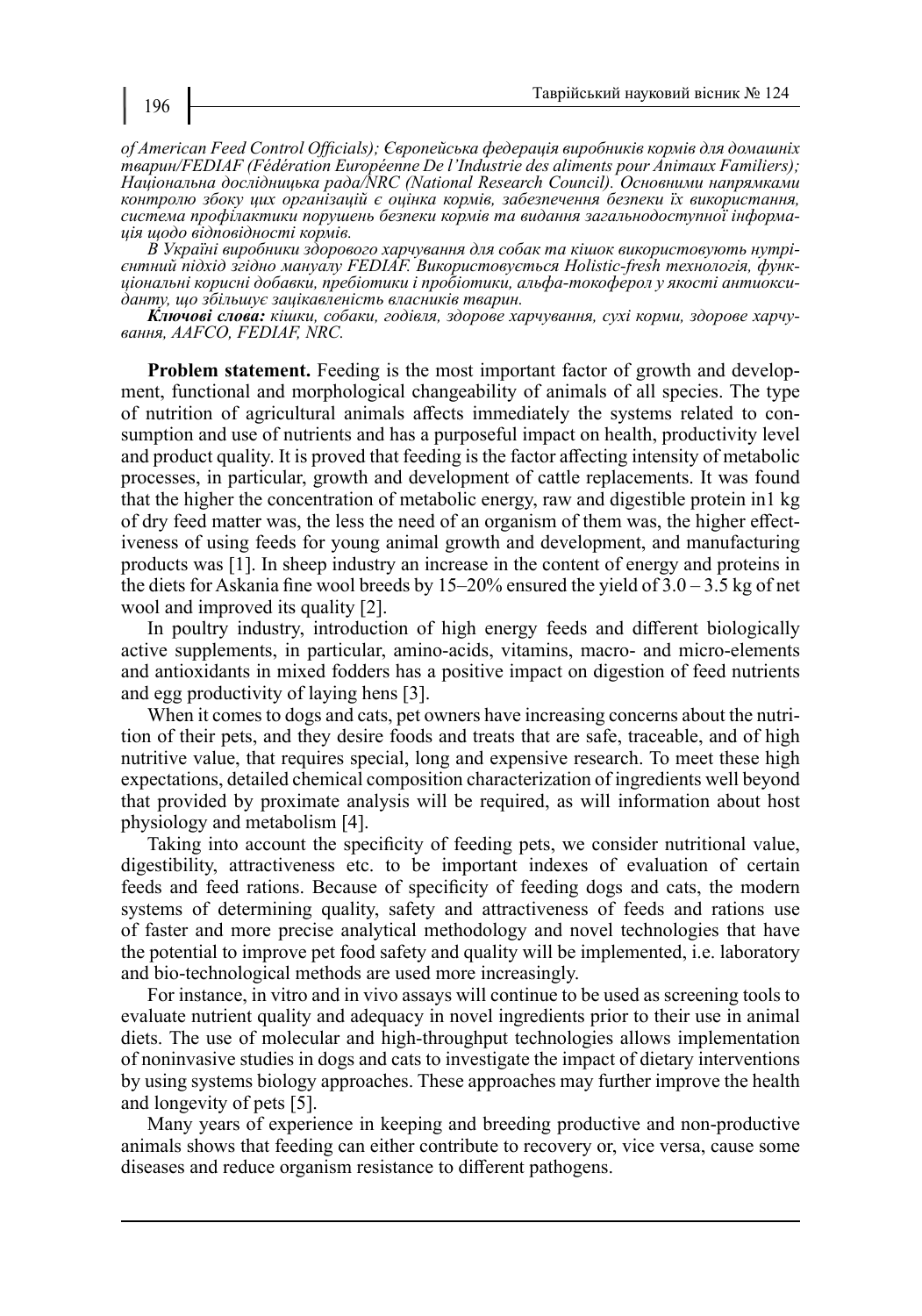*of American Feed Control Officials); Європейська федерація виробників кормів для домашніх тварин/FEDIAF (Fédération Européenne De l'Industrie des aliments pour Animaux Familiers); Національна дослідницька рада/NRC (National Research Council). Основними напрямками контролю збоку цих організацій є оцінка кормів, забезпечення безпеки їх використання, система профілактики порушень безпеки кормів та видання загальнодоступної інформація щодо відповідності кормів.*

*В Україні виробники здорового харчування для собак та кішок використовують нутрієнтний підхід згідно мануалу FEDIAF. Використовується Holistic-fresh технологія, функціональні корисні добавки, пребіотики і пробіотики, альфа-токоферол у якості антиоксиданту, що збільшує зацікавленість власників тварин.*

***Ключові слова:** кішки, собаки, годівля, здорове харчування, сухі корми, здорове харчування, AAFCO, FEDIAF, NRC.*

**Problem statement.** Feeding is the most important factor of growth and development, functional and morphological changeability of animals of all species. The type of nutrition of agricultural animals affects immediately the systems related to consumption and use of nutrients and has a purposeful impact on health, productivity level and product quality. It is proved that feeding is the factor affecting intensity of metabolic processes, in particular, growth and development of cattle replacements. It was found that the higher the concentration of metabolic energy, raw and digestible protein in1 kg of dry feed matter was, the less the need of an organism of them was, the higher effectiveness of using feeds for young animal growth and development, and manufacturing products was [1]. In sheep industry an increase in the content of energy and proteins in the diets for Askania fine wool breeds by 15–20% ensured the yield of 3.0 – 3.5 kg of net wool and improved its quality [2].

In poultry industry, introduction of high energy feeds and different biologically active supplements, in particular, amino-acids, vitamins, macro- and micro-elements and antioxidants in mixed fodders has a positive impact on digestion of feed nutrients and egg productivity of laying hens [3].

When it comes to dogs and cats, pet owners have increasing concerns about the nutrition of their pets, and they desire foods and treats that are safe, traceable, and of high nutritive value, that requires special, long and expensive research. To meet these high expectations, detailed chemical composition characterization of ingredients well beyond that provided by proximate analysis will be required, as will information about host physiology and metabolism [4].

Taking into account the specificity of feeding pets, we consider nutritional value, digestibility, attractiveness etc. to be important indexes of evaluation of certain feeds and feed rations. Because of specificity of feeding dogs and cats, the modern systems of determining quality, safety and attractiveness of feeds and rations use of faster and more precise analytical methodology and novel technologies that have the potential to improve pet food safety and quality will be implemented, i.e. laboratory and bio-technological methods are used more increasingly.

For instance, in vitro and in vivo assays will continue to be used as screening tools to evaluate nutrient quality and adequacy in novel ingredients prior to their use in animal diets. The use of molecular and high-throughput technologies allows implementation of noninvasive studies in dogs and cats to investigate the impact of dietary interventions by using systems biology approaches. These approaches may further improve the health and longevity of pets [5].

Many years of experience in keeping and breeding productive and non-productive animals shows that feeding can either contribute to recovery or, vice versa, cause some diseases and reduce organism resistance to different pathogens.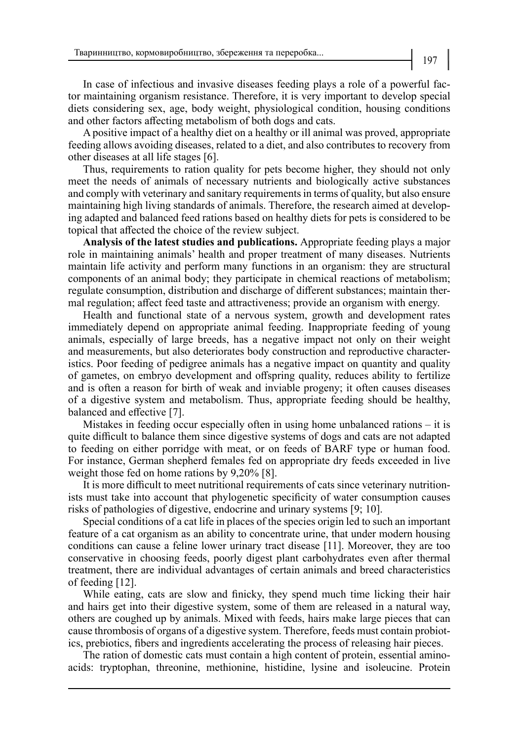In case of infectious and invasive diseases feeding plays a role of a powerful factor maintaining organism resistance. Therefore, it is very important to develop special diets considering sex, age, body weight, physiological condition, housing conditions and other factors affecting metabolism of both dogs and cats.

A positive impact of a healthy diet on a healthy or ill animal was proved, appropriate feeding allows avoiding diseases, related to a diet, and also contributes to recovery from other diseases at all life stages [6].

Thus, requirements to ration quality for pets become higher, they should not only meet the needs of animals of necessary nutrients and biologically active substances and comply with veterinary and sanitary requirements in terms of quality, but also ensure maintaining high living standards of animals. Therefore, the research aimed at developing adapted and balanced feed rations based on healthy diets for pets is considered to be topical that affected the choice of the review subject.

**Analysis of the latest studies and publications.** Appropriate feeding plays a major role in maintaining animals' health and proper treatment of many diseases. Nutrients maintain life activity and perform many functions in an organism: they are structural components of an animal body; they participate in chemical reactions of metabolism; regulate consumption, distribution and discharge of different substances; maintain thermal regulation; affect feed taste and attractiveness; provide an organism with energy.

Health and functional state of a nervous system, growth and development rates immediately depend on appropriate animal feeding. Inappropriate feeding of young animals, especially of large breeds, has a negative impact not only on their weight and measurements, but also deteriorates body construction and reproductive characteristics. Poor feeding of pedigree animals has a negative impact on quantity and quality of gametes, on embryo development and offspring quality, reduces ability to fertilize and is often a reason for birth of weak and inviable progeny; it often causes diseases of a digestive system and metabolism. Thus, appropriate feeding should be healthy, balanced and effective [7].

Mistakes in feeding occur especially often in using home unbalanced rations – it is quite difficult to balance them since digestive systems of dogs and cats are not adapted to feeding on either porridge with meat, or on feeds of BARF type or human food. For instance, German shepherd females fed on appropriate dry feeds exceeded in live weight those fed on home rations by 9,20% [8].

It is more difficult to meet nutritional requirements of cats since veterinary nutritionists must take into account that phylogenetic specificity of water consumption causes risks of pathologies of digestive, endocrine and urinary systems [9; 10].

Special conditions of a cat life in places of the species origin led to such an important feature of a cat organism as an ability to concentrate urine, that under modern housing conditions can cause a feline lower urinary tract disease [11]. Moreover, they are too conservative in choosing feeds, poorly digest plant carbohydrates even after thermal treatment, there are individual advantages of certain animals and breed characteristics of feeding [12].

While eating, cats are slow and finicky, they spend much time licking their hair and hairs get into their digestive system, some of them are released in a natural way, others are coughed up by animals. Mixed with feeds, hairs make large pieces that can cause thrombosis of organs of a digestive system. Therefore, feeds must contain probiotics, prebiotics, fibers and ingredients accelerating the process of releasing hair pieces.

The ration of domestic cats must contain a high content of protein, essential aminoacids: tryptophan, threonine, methionine, histidine, lysine and isoleucine. Protein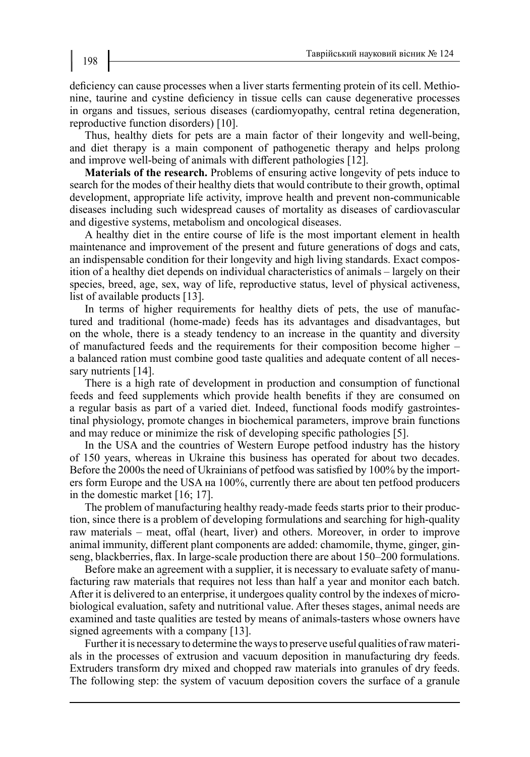deficiency can cause processes when a liver starts fermenting protein of its cell. Methionine, taurine and cystine deficiency in tissue cells can cause degenerative processes in organs and tissues, serious diseases (cardiomyopathy, central retina degeneration, reproductive function disorders) [10].

Thus, healthy diets for pets are a main factor of their longevity and well-being, and diet therapy is a main component of pathogenetic therapy and helps prolong and improve well-being of animals with different pathologies [12].

**Materials of the research.** Problems of ensuring active longevity of pets induce to search for the modes of their healthy diets that would contribute to their growth, optimal development, appropriate life activity, improve health and prevent non-communicable diseases including such widespread causes of mortality as diseases of cardiovascular and digestive systems, metabolism and oncological diseases.

A healthy diet in the entire course of life is the most important element in health maintenance and improvement of the present and future generations of dogs and cats, an indispensable condition for their longevity and high living standards. Exact composition of a healthy diet depends on individual characteristics of animals – largely on their species, breed, age, sex, way of life, reproductive status, level of physical activeness, list of available products [13].

In terms of higher requirements for healthy diets of pets, the use of manufactured and traditional (home-made) feeds has its advantages and disadvantages, but on the whole, there is a steady tendency to an increase in the quantity and diversity of manufactured feeds and the requirements for their composition become higher – a balanced ration must combine good taste qualities and adequate content of all necessary nutrients [14].

There is a high rate of development in production and consumption of functional feeds and feed supplements which provide health benefits if they are consumed on a regular basis as part of a varied diet. Indeed, functional foods modify gastrointestinal physiology, promote changes in biochemical parameters, improve brain functions and may reduce or minimize the risk of developing specific pathologies [5].

In the USA and the countries of Western Europe petfood industry has the history of 150 years, whereas in Ukraine this business has operated for about two decades. Before the 2000s the need of Ukrainians of petfood was satisfied by 100% by the importers form Europe and the USA на 100%, currently there are about ten petfood producers in the domestic market [16; 17].

The problem of manufacturing healthy ready-made feeds starts prior to their production, since there is a problem of developing formulations and searching for high-quality raw materials – meat, offal (heart, liver) and others. Moreover, in order to improve animal immunity, different plant components are added: chamomile, thyme, ginger, ginseng, blackberries, flax. In large-scale production there are about 150–200 formulations.

Before make an agreement with a supplier, it is necessary to evaluate safety of manufacturing raw materials that requires not less than half a year and monitor each batch. After it is delivered to an enterprise, it undergoes quality control by the indexes of microbiological evaluation, safety and nutritional value. After theses stages, animal needs are examined and taste qualities are tested by means of animals-tasters whose owners have signed agreements with a company [13].

Further it is necessary to determine the ways to preserve useful qualities of raw materials in the processes of extrusion and vacuum deposition in manufacturing dry feeds. Extruders transform dry mixed and chopped raw materials into granules of dry feeds. The following step: the system of vacuum deposition covers the surface of a granule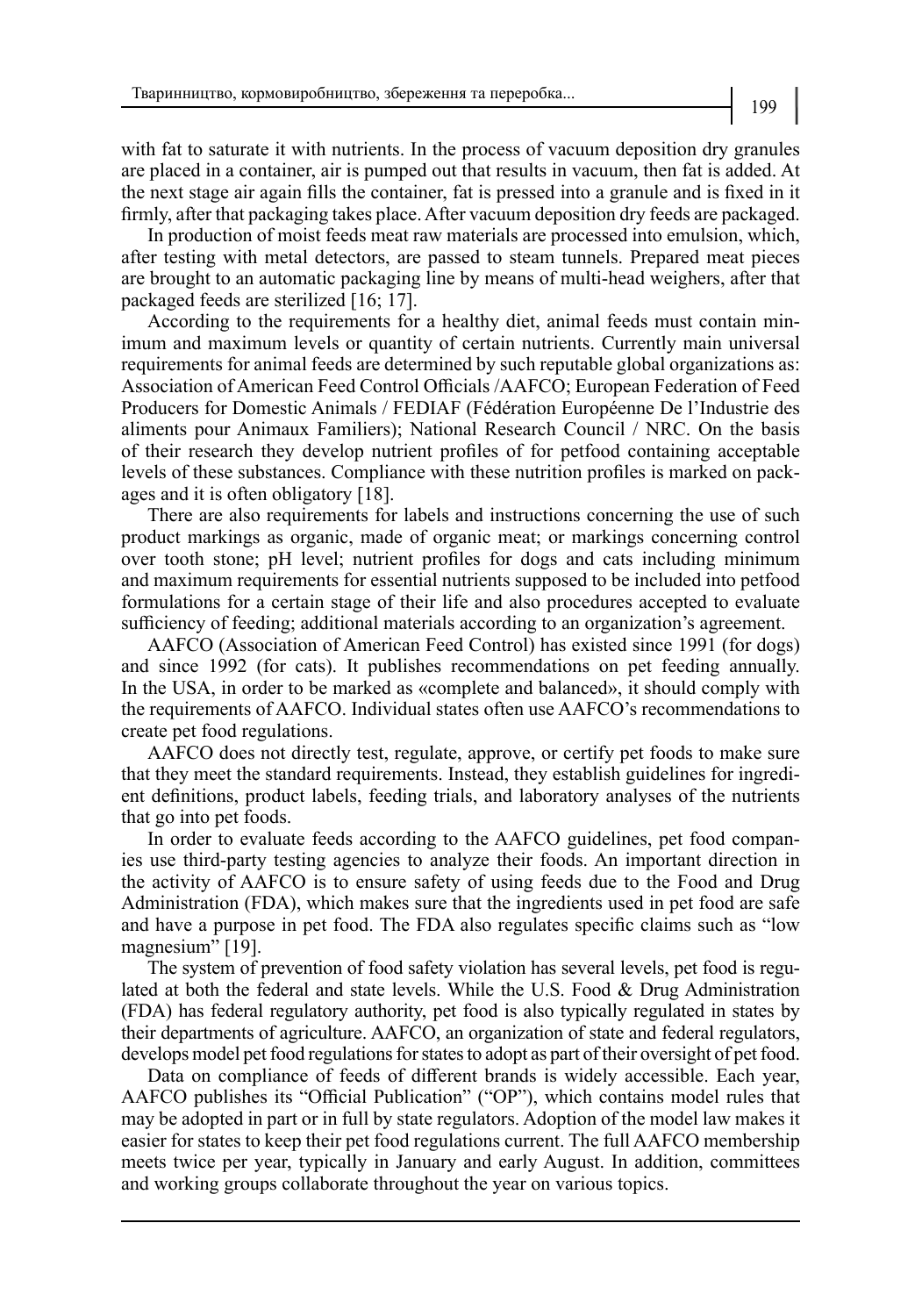with fat to saturate it with nutrients. In the process of vacuum deposition dry granules are placed in a container, air is pumped out that results in vacuum, then fat is added. At the next stage air again fills the container, fat is pressed into a granule and is fixed in it firmly, after that packaging takes place. After vacuum deposition dry feeds are packaged.

In production of moist feeds meat raw materials are processed into emulsion, which, after testing with metal detectors, are passed to steam tunnels. Prepared meat pieces are brought to an automatic packaging line by means of multi-head weighers, after that packaged feeds are sterilized [16; 17].

According to the requirements for a healthy diet, animal feeds must contain minimum and maximum levels or quantity of certain nutrients. Currently main universal requirements for animal feeds are determined by such reputable global organizations as: Association of American Feed Control Officials /AAFCO; European Federation of Feed Producers for Domestic Animals / FEDIAF (Fédération Européenne De l'Industrie des aliments pour Animaux Familiers); National Research Council / NRC. On the basis of their research they develop nutrient profiles of for petfood containing acceptable levels of these substances. Compliance with these nutrition profiles is marked on packages and it is often obligatory [18].

There are also requirements for labels and instructions concerning the use of such product markings as organic, made of organic meat; or markings concerning control over tooth stone; pH level; nutrient profiles for dogs and cats including minimum and maximum requirements for essential nutrients supposed to be included into petfood formulations for a certain stage of their life and also procedures accepted to evaluate sufficiency of feeding; additional materials according to an organization's agreement.

AAFCO (Association of American Feed Control) has existed since 1991 (for dogs) and since 1992 (for cats). It publishes recommendations on pet feeding annually. In the USA, in order to be marked as «complete and balanced», it should comply with the requirements of AAFCO. Individual states often use AAFCO's recommendations to create pet food regulations.

AAFCO does not directly test, regulate, approve, or certify pet foods to make sure that they meet the standard requirements. Instead, they establish guidelines for ingredient definitions, product labels, feeding trials, and laboratory analyses of the nutrients that go into pet foods.

In order to evaluate feeds according to the AAFCO guidelines, pet food companies use third-party testing agencies to analyze their foods. An important direction in the activity of AAFCO is to ensure safety of using feeds due to the Food and Drug Administration (FDA), which makes sure that the ingredients used in pet food are safe and have a purpose in pet food. The FDA also regulates specific claims such as "low magnesium" [19].

The system of prevention of food safety violation has several levels, pet food is regulated at both the federal and state levels. While the U.S. Food & Drug Administration (FDA) has federal regulatory authority, pet food is also typically regulated in states by their departments of agriculture. AAFCO, an organization of state and federal regulators, develops model pet food regulations for states to adopt as part of their oversight of pet food.

Data on compliance of feeds of different brands is widely accessible. Each year, AAFCO publishes its "Official Publication" ("OP"), which contains model rules that may be adopted in part or in full by state regulators. Adoption of the model law makes it easier for states to keep their pet food regulations current. The full AAFCO membership meets twice per year, typically in January and early August. In addition, committees and working groups collaborate throughout the year on various topics.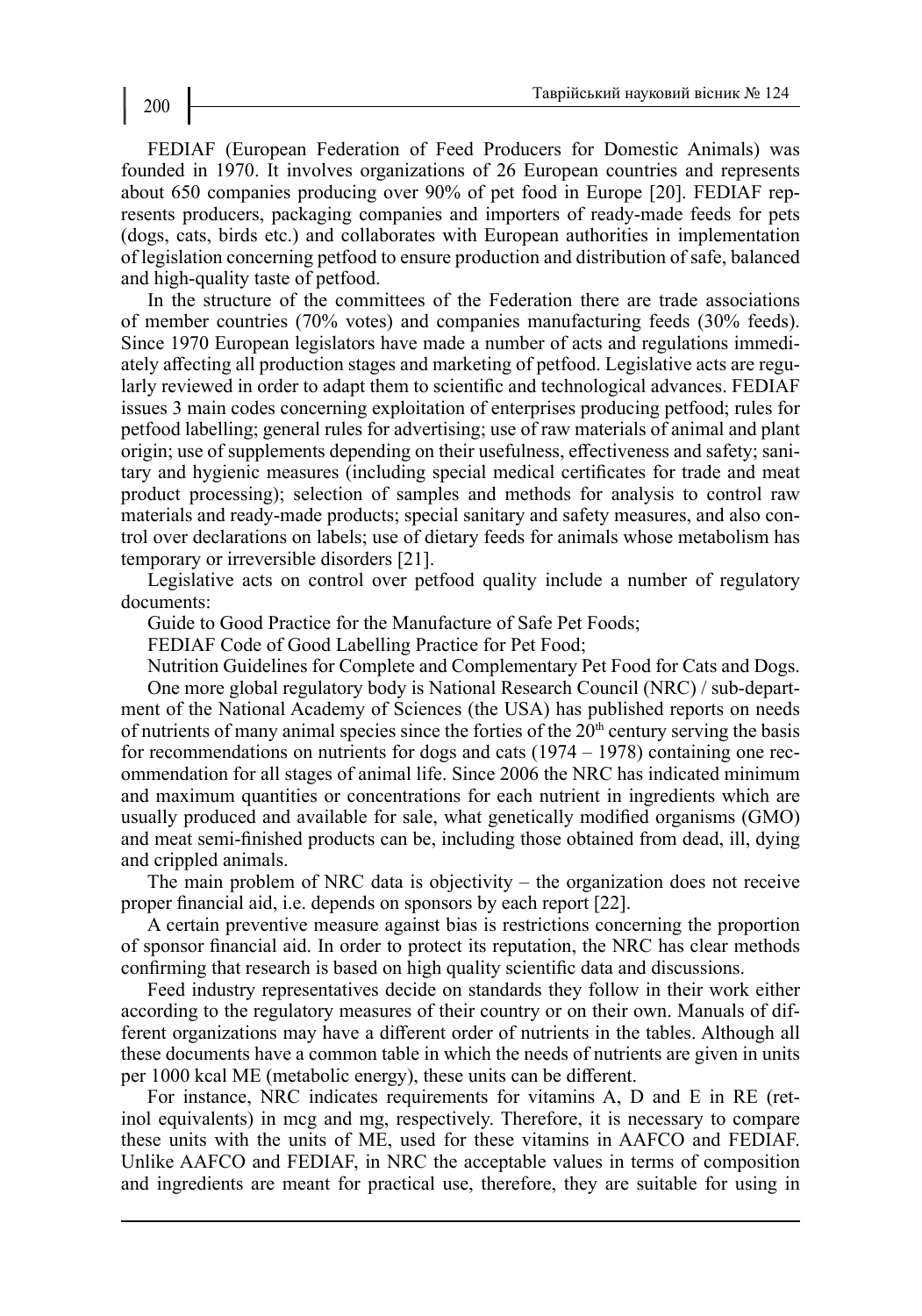FEDIAF (European Federation of Feed Producers for Domestic Animals) was founded in 1970. It involves organizations of 26 European countries and represents about 650 companies producing over 90% of pet food in Europe [20]. FEDIAF represents producers, packaging companies and importers of ready-made feeds for pets (dogs, cats, birds etc.) and collaborates with European authorities in implementation of legislation concerning petfood to ensure production and distribution of safe, balanced and high-quality taste of petfood.

In the structure of the committees of the Federation there are trade associations of member countries (70% votes) and companies manufacturing feeds (30% feeds). Since 1970 European legislators have made a number of acts and regulations immediately affecting all production stages and marketing of petfood. Legislative acts are regularly reviewed in order to adapt them to scientific and technological advances. FEDIAF issues 3 main codes concerning exploitation of enterprises producing petfood; rules for petfood labelling; general rules for advertising; use of raw materials of animal and plant origin; use of supplements depending on their usefulness, effectiveness and safety; sanitary and hygienic measures (including special medical certificates for trade and meat product processing); selection of samples and methods for analysis to control raw materials and ready-made products; special sanitary and safety measures, and also control over declarations on labels; use of dietary feeds for animals whose metabolism has temporary or irreversible disorders [21].

Legislative acts on control over petfood quality include a number of regulatory documents:

Guide to Good Practice for the Manufacture of Safe Pet Foods;

FEDIAF Code of Good Labelling Practice for Pet Food;

Nutrition Guidelines for Complete and Complementary Pet Food for Cats and Dogs.

One more global regulatory body is National Research Council (NRC) / sub-department of the National Academy of Sciences (the USA) has published reports on needs of nutrients of many animal species since the forties of the 20th century serving the basis for recommendations on nutrients for dogs and cats (1974 – 1978) containing one recommendation for all stages of animal life. Since 2006 the NRC has indicated minimum and maximum quantities or concentrations for each nutrient in ingredients which are usually produced and available for sale, what genetically modified organisms (GMO) and meat semi-finished products can be, including those obtained from dead, ill, dying and crippled animals.

The main problem of NRC data is objectivity – the organization does not receive proper financial aid, i.e. depends on sponsors by each report [22].

A certain preventive measure against bias is restrictions concerning the proportion of sponsor financial aid. In order to protect its reputation, the NRC has clear methods confirming that research is based on high quality scientific data and discussions.

Feed industry representatives decide on standards they follow in their work either according to the regulatory measures of their country or on their own. Manuals of different organizations may have a different order of nutrients in the tables. Although all these documents have a common table in which the needs of nutrients are given in units per 1000 kcal ME (metabolic energy), these units can be different.

For instance, NRC indicates requirements for vitamins A, D and E in RE (retinol equivalents) in mcg and mg, respectively. Therefore, it is necessary to compare these units with the units of ME, used for these vitamins in AAFCO and FEDIAF. Unlike AAFCO and FEDIAF, in NRC the acceptable values in terms of composition and ingredients are meant for practical use, therefore, they are suitable for using in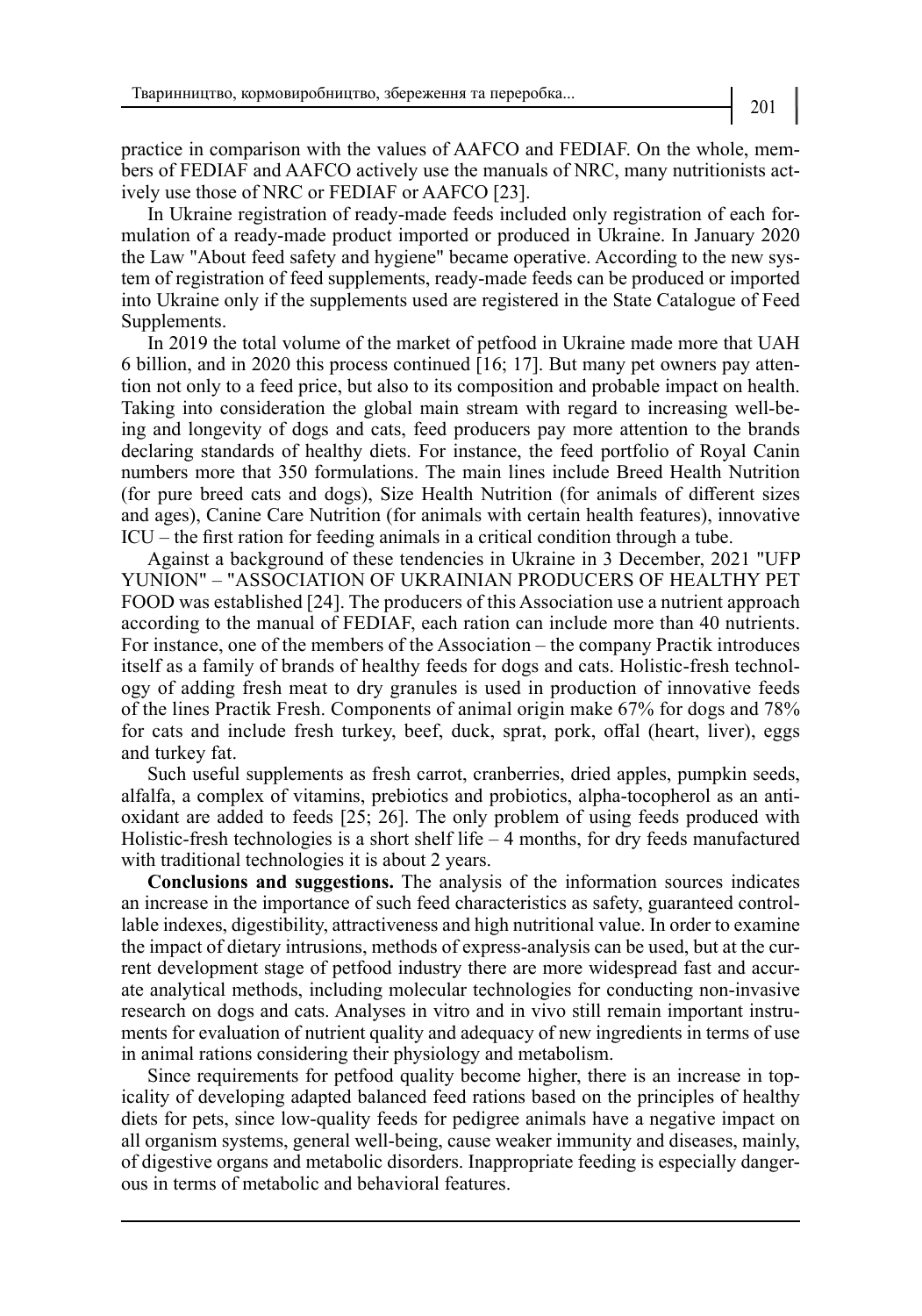practice in comparison with the values of AAFCO and FEDIAF. On the whole, members of FEDIAF and AAFCO actively use the manuals of NRC, many nutritionists actively use those of NRC or FEDIAF or AAFCO [23].

In Ukraine registration of ready-made feeds included only registration of each formulation of a ready-made product imported or produced in Ukraine. In January 2020 the Law "About feed safety and hygiene" became operative. According to the new system of registration of feed supplements, ready-made feeds can be produced or imported into Ukraine only if the supplements used are registered in the State Catalogue of Feed Supplements.

In 2019 the total volume of the market of petfood in Ukraine made more that UAH 6 billion, and in 2020 this process continued [16; 17]. But many pet owners pay attention not only to a feed price, but also to its composition and probable impact on health. Taking into consideration the global main stream with regard to increasing well-being and longevity of dogs and cats, feed producers pay more attention to the brands declaring standards of healthy diets. For instance, the feed portfolio of Royal Canin numbers more that 350 formulations. The main lines include Breed Health Nutrition (for pure breed cats and dogs), Size Health Nutrition (for animals of different sizes and ages), Canine Care Nutrition (for animals with certain health features), innovative ICU – the first ration for feeding animals in a critical condition through a tube.

Against a background of these tendencies in Ukraine in 3 December, 2021 "UFP YUNION" – "ASSOCIATION OF UKRAINIAN PRODUCERS OF HEALTHY PET FOOD was established [24]. The producers of this Association use a nutrient approach according to the manual of FEDIAF, each ration can include more than 40 nutrients. For instance, one of the members of the Association – the company Practik introduces itself as a family of brands of healthy feeds for dogs and cats. Holistic-fresh technology of adding fresh meat to dry granules is used in production of innovative feeds of the lines Practik Fresh. Components of animal origin make 67% for dogs and 78% for cats and include fresh turkey, beef, duck, sprat, pork, offal (heart, liver), eggs and turkey fat.

Such useful supplements as fresh carrot, cranberries, dried apples, pumpkin seeds, alfalfa, a complex of vitamins, prebiotics and probiotics, alpha-tocopherol as an antioxidant are added to feeds [25; 26]. The only problem of using feeds produced with Holistic-fresh technologies is a short shelf life – 4 months, for dry feeds manufactured with traditional technologies it is about 2 years.

**Conclusions and suggestions.** The analysis of the information sources indicates an increase in the importance of such feed characteristics as safety, guaranteed controllable indexes, digestibility, attractiveness and high nutritional value. In order to examine the impact of dietary intrusions, methods of express-analysis can be used, but at the current development stage of petfood industry there are more widespread fast and accurate analytical methods, including molecular technologies for conducting non-invasive research on dogs and cats. Analyses in vitro and in vivo still remain important instruments for evaluation of nutrient quality and adequacy of new ingredients in terms of use in animal rations considering their physiology and metabolism.

Since requirements for petfood quality become higher, there is an increase in topicality of developing adapted balanced feed rations based on the principles of healthy diets for pets, since low-quality feeds for pedigree animals have a negative impact on all organism systems, general well-being, cause weaker immunity and diseases, mainly, of digestive organs and metabolic disorders. Inappropriate feeding is especially dangerous in terms of metabolic and behavioral features.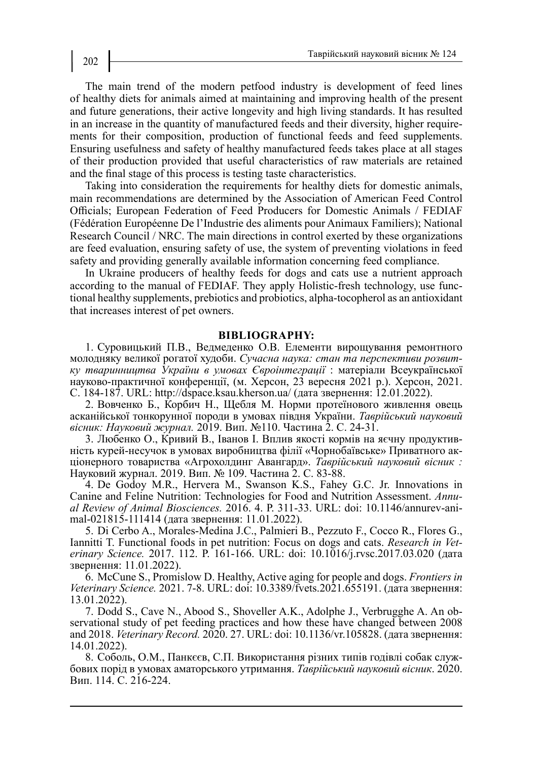The main trend of the modern petfood industry is development of feed lines of healthy diets for animals aimed at maintaining and improving health of the present and future generations, their active longevity and high living standards. It has resulted in an increase in the quantity of manufactured feeds and their diversity, higher requirements for their composition, production of functional feeds and feed supplements. Ensuring usefulness and safety of healthy manufactured feeds takes place at all stages of their production provided that useful characteristics of raw materials are retained and the final stage of this process is testing taste characteristics.

Taking into consideration the requirements for healthy diets for domestic animals, main recommendations are determined by the Association of American Feed Control Officials; European Federation of Feed Producers for Domestic Animals / FEDIAF (Fédération Européenne De l'Industrie des aliments pour Animaux Familiers); National Research Council / NRC. The main directions in control exerted by these organizations are feed evaluation, ensuring safety of use, the system of preventing violations in feed safety and providing generally available information concerning feed compliance.

In Ukraine producers of healthy feeds for dogs and cats use a nutrient approach according to the manual of FEDIAF. They apply Holistic-fresh technology, use functional healthy supplements, prebiotics and probiotics, alpha-tocopherol as an antioxidant that increases interest of pet owners.

## BIBLIOGRAPHY:

1. Суровицький П.В., Ведмеденко О.В. Елементи вирощування ремонтного молодняку великої рогатої худоби. *Сучасна наука: стан та перспективи розвитку тваринництва України в умовах Євроінтеграції* : матеріали Всеукраїнської науково-практичної конференції, (м. Херсон, 23 вересня 2021 р.). Херсон, 2021. С. 184-187. URL: http://dspace.ksau.kherson.ua/ (дата звернення: 12.01.2022).
2. Вовченко Б., Корбич Н., Щебля М. Норми протеїнового живлення овець асканійської тонкорунної породи в умовах півдня України. *Таврійський науковий вісник: Науковий журнал.* 2019. Вип. №110. Частина 2. С. 24-31.
3. Любенко О., Кривий В., Іванов І. Вплив якості кормів на яєчну продуктивність курей-несучок в умовах виробництва філії «Чорнобаївське» Приватного акціонерного товариства «Агрохолдинг Авангард». *Таврійський науковий вісник :* Науковий журнал. 2019. Вип. № 109. Частина 2. С. 83-88.
4. De Godoy M.R., Hervera M., Swanson K.S., Fahey G.C. Jr. Innovations in Canine and Feline Nutrition: Technologies for Food and Nutrition Assessment. *Annual Review of Animal Biosciences.* 2016. 4. P. 311-33. URL: doi: 10.1146/annurev-animal-021815-111414 (дата звернення: 11.01.2022).
5. Di Cerbo A., Morales-Medina J.C., Palmieri B., Pezzuto F., Cocco R., Flores G., Iannitti T. Functional foods in pet nutrition: Focus on dogs and cats. *Research in Veterinary Science.* 2017. 112. P. 161-166. URL: doi: 10.1016/j.rvsc.2017.03.020 (дата звернення: 11.01.2022).
6. McCune S., Promislow D. Healthy, Active aging for people and dogs. *Frontiers in Veterinary Science.* 2021. 7-8. URL: doi: 10.3389/fvets.2021.655191. (дата звернення: 13.01.2022).
7. Dodd S., Cave N., Abood S., Shoveller A.K., Adolphe J., Verbrugghe A. An observational study of pet feeding practices and how these have changed between 2008 and 2018. *Veterinary Record.* 2020. 27. URL: doi: 10.1136/vr.105828. (дата звернення: 14.01.2022).
8. Соболь, О.М., Панкєєв, С.П. Використання різних типів годівлі собак службових порід в умовах аматорського утримання. *Таврійський науковий вісник*. 2020. Вип. 114. С. 216-224.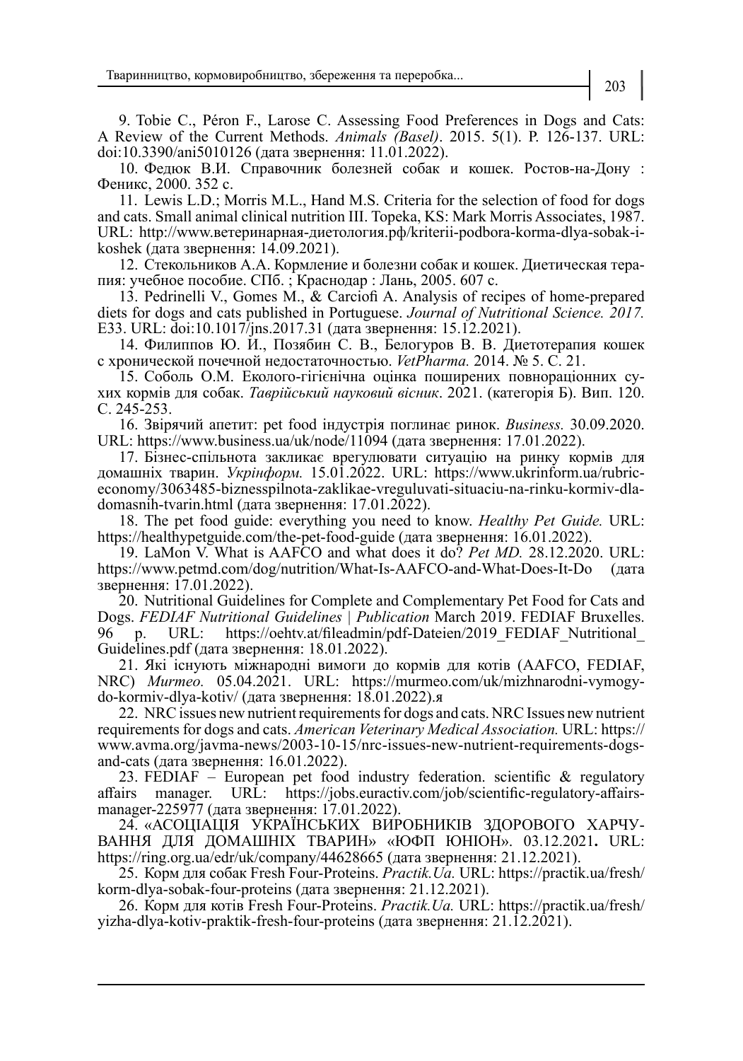9. Tobie C., Péron F., Larose C. Assessing Food Preferences in Dogs and Cats: A Review of the Current Methods. *Animals (Basel)*. 2015. 5(1). P. 126-137. URL: doi:10.3390/ani5010126 (дата звернення: 11.01.2022).

10. Федюк В.И. Справочник болезней собак и кошек. Ростов-на-Дону : Феникс, 2000. 352 с.

11. Lewis L.D.; Morris M.L., Hand M.S. Criteria for the selection of food for dogs and cats. Small animal clinical nutrition III. Topeka, KS: Mark Morris Associates, 1987. URL: http://www.ветеринарная-диетология.рф/kriterii-podbora-korma-dlya-sobak-i-koshek (дата звернення: 14.09.2021).

12. Стекольников А.А. Кормление и болезни собак и кошек. Диетическая терапия: учебное пособие. СПб. ; Краснодар : Лань, 2005. 607 с.

13. Pedrinelli V., Gomes M., & Carciofi A. Analysis of recipes of home-prepared diets for dogs and cats published in Portuguese. *Journal of Nutritional Science. 2017.* E33. URL: doi:10.1017/jns.2017.31 (дата звернення: 15.12.2021).

14. Филиппов Ю. И., Позябин С. В., Белогуров В. В. Диетотерапия кошек с хронической почечной недостаточностью. *VetPharma.* 2014. № 5. С. 21.

15. Соболь О.М. Еколого-гігієнічна оцінка поширених повнораціонних сухих кормів для собак. *Таврійський науковий вісник*. 2021. (категорія Б). Вип. 120. С. 245-253.

16. Звірячий апетит: pet food індустрія поглинає ринок. *Business.* 30.09.2020. URL: https://www.business.ua/uk/node/11094 (дата звернення: 17.01.2022).

17. Бізнес-спільнота закликає врегулювати ситуацію на ринку кормів для домашніх тварин. *Укрінформ.* 15.01.2022. URL: https://www.ukrinform.ua/rubric-economy/3063485-biznesspilnota-zaklikae-vreguluvati-situaciu-na-rinku-kormiv-dla-domasnih-tvarin.html (дата звернення: 17.01.2022).

18. The pet food guide: everything you need to know. *Healthy Pet Guide.* URL: https://healthypetguide.com/the-pet-food-guide (дата звернення: 16.01.2022).

19. LaMon V. What is AAFCO and what does it do? *Pet MD.* 28.12.2020. URL: https://www.petmd.com/dog/nutrition/What-Is-AAFCO-and-What-Does-It-Do (дата звернення: 17.01.2022).

20. Nutritional Guidelines for Complete and Complementary Pet Food for Cats and Dogs. *FEDIAF Nutritional Guidelines | Publication* March 2019. FEDIAF Bruxelles. 96 p. URL: https://oehtv.at/fileadmin/pdf-Dateien/2019_FEDIAF_Nutritional_Guidelines.pdf (дата звернення: 18.01.2022).

21. Які існують міжнародні вимоги до кормів для котів (AAFCO, FEDIAF, NRC) *Murmeo.* 05.04.2021. URL: https://murmeo.com/uk/mizhnarodni-vymogy-do-kormiv-dlya-kotiv/ (дата звернення: 18.01.2022).я

22. NRC issues new nutrient requirements for dogs and cats. NRC Issues new nutrient requirements for dogs and cats. *American Veterinary Medical Association.* URL: https://www.avma.org/javma-news/2003-10-15/nrc-issues-new-nutrient-requirements-dogs-and-cats (дата звернення: 16.01.2022).

23. FEDIAF – European pet food industry federation. scientific & regulatory affairs manager. URL: https://jobs.euractiv.com/job/scientific-regulatory-affairs-manager-225977 (дата звернення: 17.01.2022).

24. «АСОЦІАЦІЯ УКРАЇНСЬКИХ ВИРОБНИКІВ ЗДОРОВОГО ХАРЧУВАННЯ ДЛЯ ДОМАШНІХ ТВАРИН» «ЮФП ЮНІОН». 03.12.2021**.** URL: https://ring.org.ua/edr/uk/company/44628665 (дата звернення: 21.12.2021).

25. Корм для собак Fresh Four-Proteins. *Practik.Ua.* URL: https://practik.ua/fresh/korm-dlya-sobak-four-proteins (дата звернення: 21.12.2021).

26. Корм для котів Fresh Four-Proteins. *Practik.Ua.* URL: https://practik.ua/fresh/yizha-dlya-kotiv-praktik-fresh-four-proteins (дата звернення: 21.12.2021).